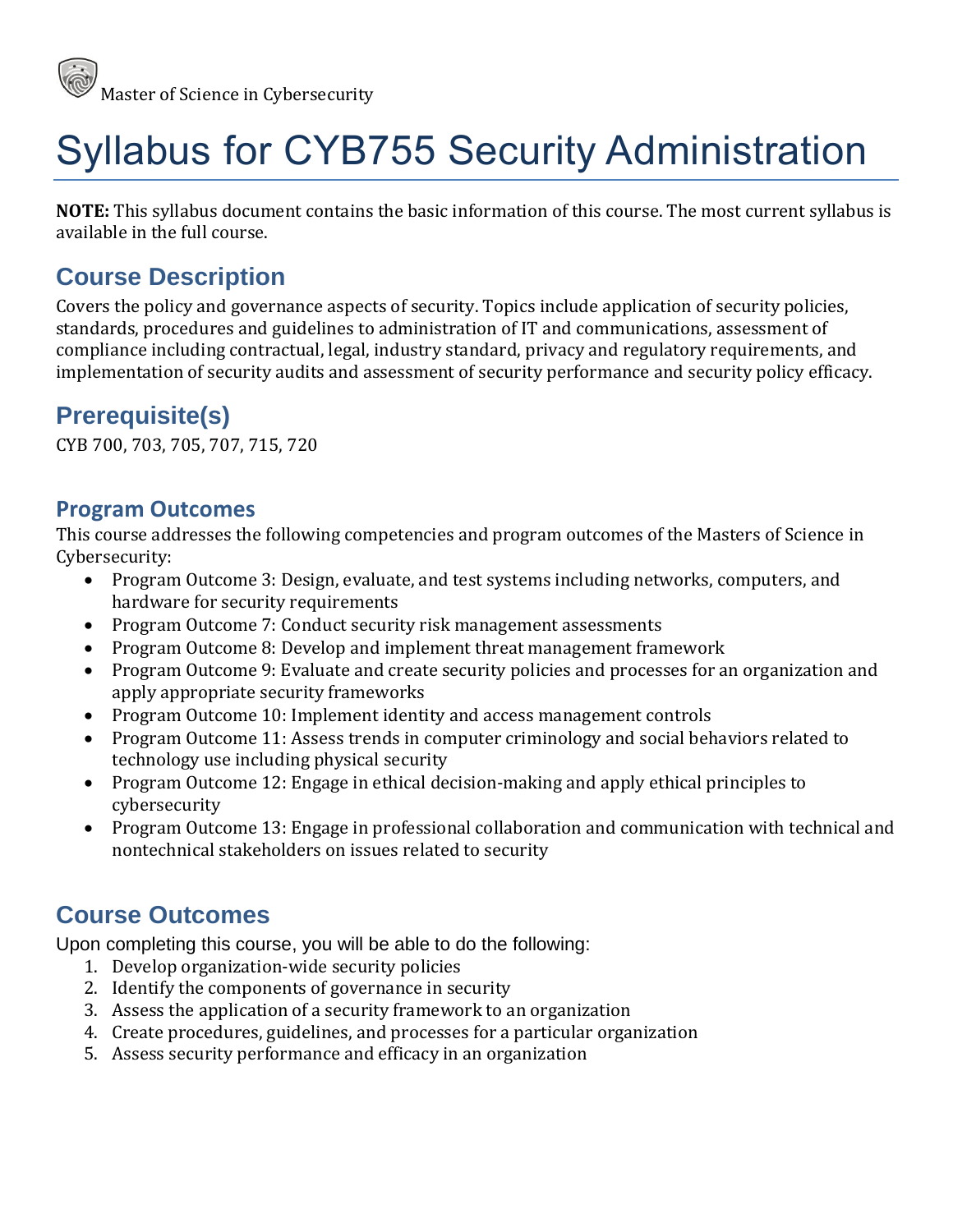Master of Science in Cybersecurity

# Syllabus for CYB755 Security Administration

**NOTE:** This syllabus document contains the basic information of this course. The most current syllabus is available in the full course.

## Course Description

Covers the policy and governance aspects of security. Topics include application of security policies, standards, procedures and guidelines to administration of IT and communications, assessment of compliance including contractual, legal, industry standard, privacy and regulatory requirements, and implementation of security audits and assessment of security performance and security policy efficacy.

## Prerequisite(s)

CYB 700, 703, 705, 707, 715, 720

### Program Outcomes

This course addresses the following competencies and program outcomes of the Masters of Science in Cybersecurity:

- Program Outcome 3: Design, evaluate, and test systems including networks, computers, and hardware for security requirements
- Program Outcome 7: Conduct security risk management assessments
- Program Outcome 8: Develop and implement threat management framework
- Program Outcome 9: Evaluate and create security policies and processes for an organization and apply appropriate security frameworks
- Program Outcome 10: Implement identity and access management controls
- Program Outcome 11: Assess trends in computer criminology and social behaviors related to technology use including physical security
- Program Outcome 12: Engage in ethical decision-making and apply ethical principles to cybersecurity
- Program Outcome 13: Engage in professional collaboration and communication with technical and nontechnical stakeholders on issues related to security

## Course Outcomes

Upon completing this course, you will be able to do the following:

1. Develop organization-wide security policies
2. Identify the components of governance in security
3. Assess the application of a security framework to an organization
4. Create procedures, guidelines, and processes for a particular organization
5. Assess security performance and efficacy in an organization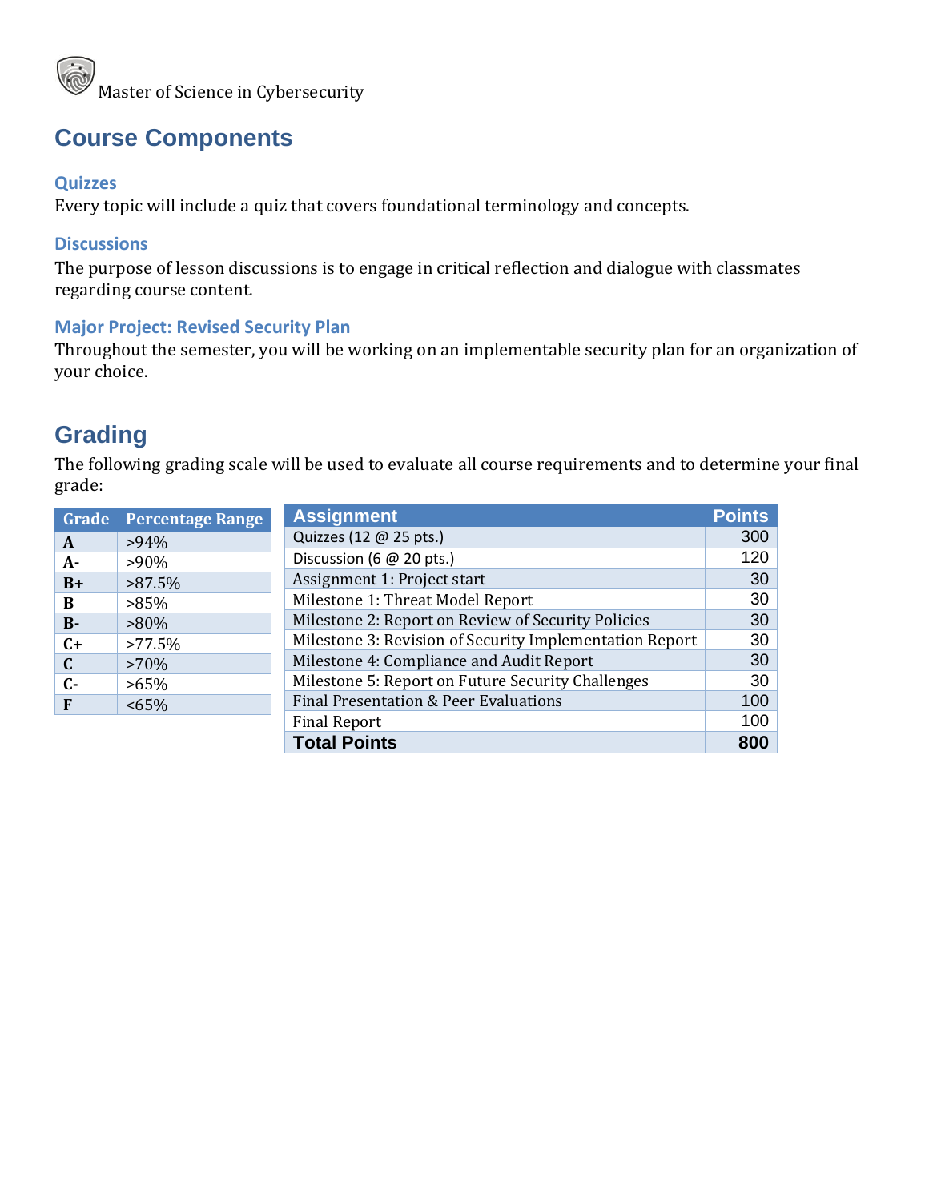Master of Science in Cybersecurity

## Course Components

### Quizzes

Every topic will include a quiz that covers foundational terminology and concepts.

### Discussions

The purpose of lesson discussions is to engage in critical reflection and dialogue with classmates regarding course content.

### Major Project: Revised Security Plan

Throughout the semester, you will be working on an implementable security plan for an organization of your choice.

## Grading

The following grading scale will be used to evaluate all course requirements and to determine your final grade:

| Grade | Percentage Range |
|---|---|
| **A** | >94% |
| **A-** | >90% |
| **B+** | >87.5% |
| **B** | >85% |
| **B-** | >80% |
| **C+** | >77.5% |
| **C** | >70% |
| **C-** | >65% |
| **F** | <65% |

| Assignment | Points |
|---|---|
| Quizzes (12 @ 25 pts.) | 300 |
| Discussion (6 @ 20 pts.) | 120 |
| Assignment 1: Project start | 30 |
| Milestone 1: Threat Model Report | 30 |
| Milestone 2: Report on Review of Security Policies | 30 |
| Milestone 3: Revision of Security Implementation Report | 30 |
| Milestone 4: Compliance and Audit Report | 30 |
| Milestone 5: Report on Future Security Challenges | 30 |
| Final Presentation & Peer Evaluations | 100 |
| Final Report | 100 |
| **Total Points** | **800** |